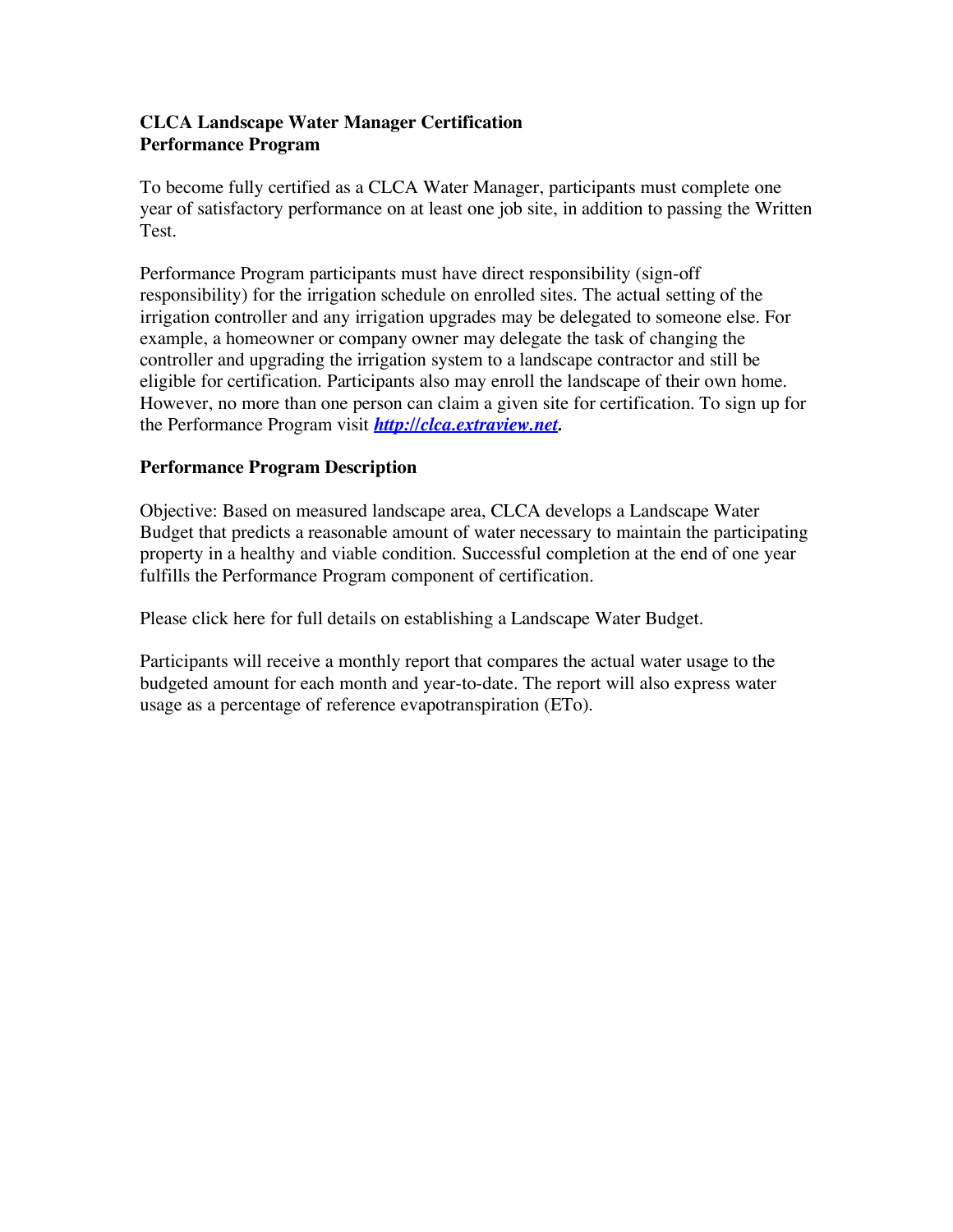**CLCA Landscape Water Manager Certification**
**Performance Program**

To become fully certified as a CLCA Water Manager, participants must complete one year of satisfactory performance on at least one job site, in addition to passing the Written Test.

Performance Program participants must have direct responsibility (sign-off responsibility) for the irrigation schedule on enrolled sites. The actual setting of the irrigation controller and any irrigation upgrades may be delegated to someone else. For example, a homeowner or company owner may delegate the task of changing the controller and upgrading the irrigation system to a landscape contractor and still be eligible for certification. Participants also may enroll the landscape of their own home. However, no more than one person can claim a given site for certification. To sign up for the Performance Program visit ***http://clca.extraview.net***.

**Performance Program Description**

Objective: Based on measured landscape area, CLCA develops a Landscape Water Budget that predicts a reasonable amount of water necessary to maintain the participating property in a healthy and viable condition. Successful completion at the end of one year fulfills the Performance Program component of certification.

Please click here for full details on establishing a Landscape Water Budget.

Participants will receive a monthly report that compares the actual water usage to the budgeted amount for each month and year-to-date. The report will also express water usage as a percentage of reference evapotranspiration (ETo).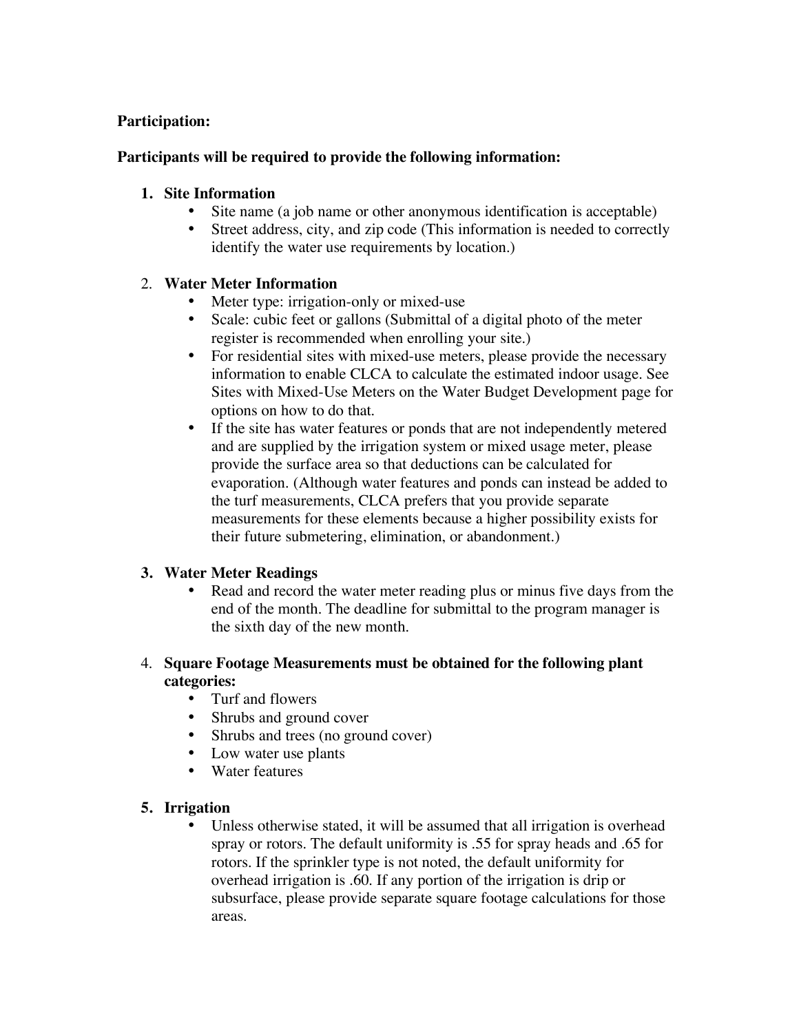**Participation:**

**Participants will be required to provide the following information:**

1. **Site Information**
    - Site name (a job name or other anonymous identification is acceptable)
    - Street address, city, and zip code (This information is needed to correctly identify the water use requirements by location.)

2. **Water Meter Information**
    - Meter type: irrigation-only or mixed-use
    - Scale: cubic feet or gallons (Submittal of a digital photo of the meter register is recommended when enrolling your site.)
    - For residential sites with mixed-use meters, please provide the necessary information to enable CLCA to calculate the estimated indoor usage. See Sites with Mixed-Use Meters on the Water Budget Development page for options on how to do that.
    - If the site has water features or ponds that are not independently metered and are supplied by the irrigation system or mixed usage meter, please provide the surface area so that deductions can be calculated for evaporation. (Although water features and ponds can instead be added to the turf measurements, CLCA prefers that you provide separate measurements for these elements because a higher possibility exists for their future submetering, elimination, or abandonment.)

3. **Water Meter Readings**
    - Read and record the water meter reading plus or minus five days from the end of the month. The deadline for submittal to the program manager is the sixth day of the new month.

4. **Square Footage Measurements must be obtained for the following plant categories:**
    - Turf and flowers
    - Shrubs and ground cover
    - Shrubs and trees (no ground cover)
    - Low water use plants
    - Water features

5. **Irrigation**
    - Unless otherwise stated, it will be assumed that all irrigation is overhead spray or rotors. The default uniformity is .55 for spray heads and .65 for rotors. If the sprinkler type is not noted, the default uniformity for overhead irrigation is .60. If any portion of the irrigation is drip or subsurface, please provide separate square footage calculations for those areas.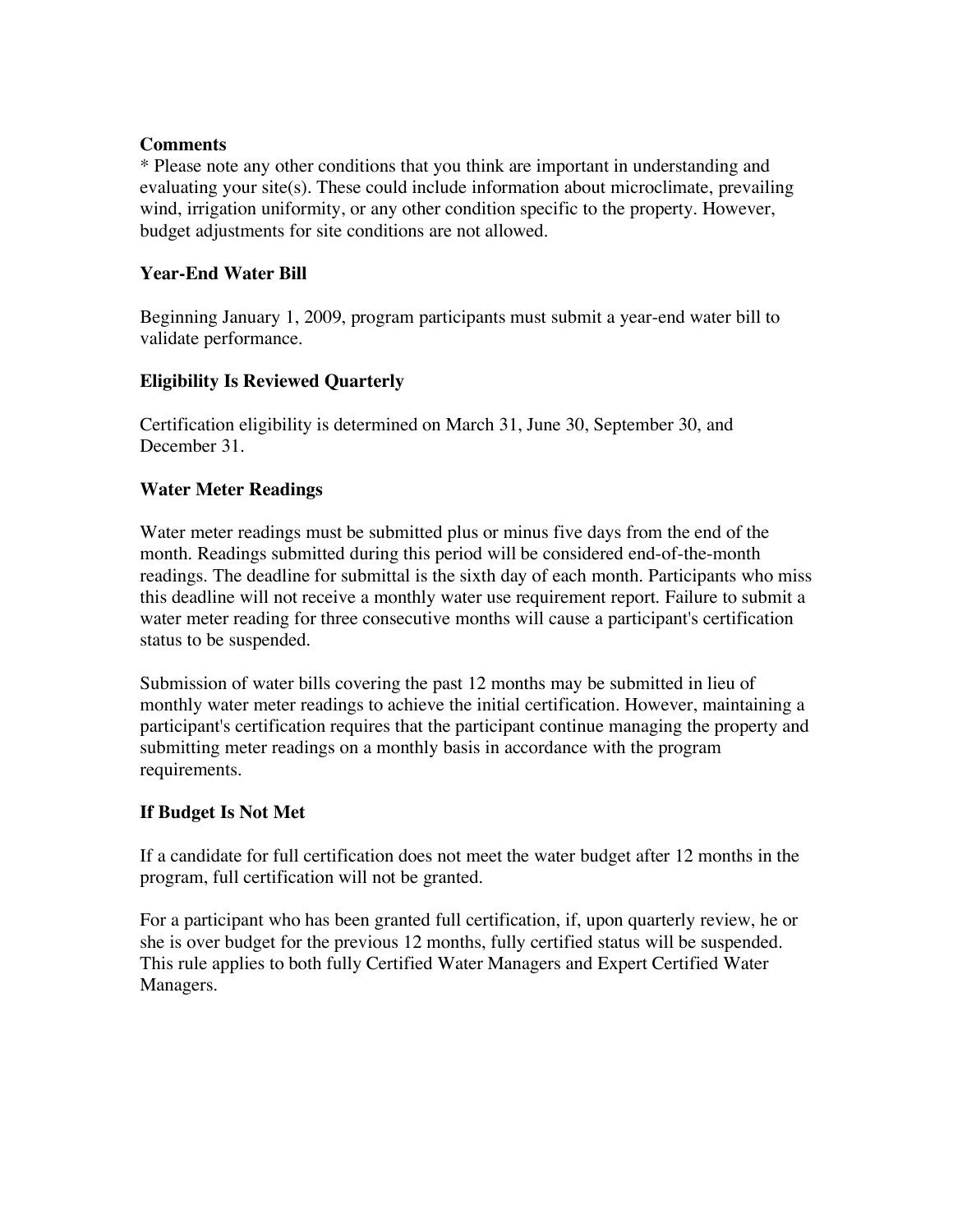**Comments**

* Please note any other conditions that you think are important in understanding and evaluating your site(s). These could include information about microclimate, prevailing wind, irrigation uniformity, or any other condition specific to the property. However, budget adjustments for site conditions are not allowed.

**Year-End Water Bill**

Beginning January 1, 2009, program participants must submit a year-end water bill to validate performance.

**Eligibility Is Reviewed Quarterly**

Certification eligibility is determined on March 31, June 30, September 30, and December 31.

**Water Meter Readings**

Water meter readings must be submitted plus or minus five days from the end of the month. Readings submitted during this period will be considered end-of-the-month readings. The deadline for submittal is the sixth day of each month. Participants who miss this deadline will not receive a monthly water use requirement report. Failure to submit a water meter reading for three consecutive months will cause a participant's certification status to be suspended.

Submission of water bills covering the past 12 months may be submitted in lieu of monthly water meter readings to achieve the initial certification. However, maintaining a participant's certification requires that the participant continue managing the property and submitting meter readings on a monthly basis in accordance with the program requirements.

**If Budget Is Not Met**

If a candidate for full certification does not meet the water budget after 12 months in the program, full certification will not be granted.

For a participant who has been granted full certification, if, upon quarterly review, he or she is over budget for the previous 12 months, fully certified status will be suspended. This rule applies to both fully Certified Water Managers and Expert Certified Water Managers.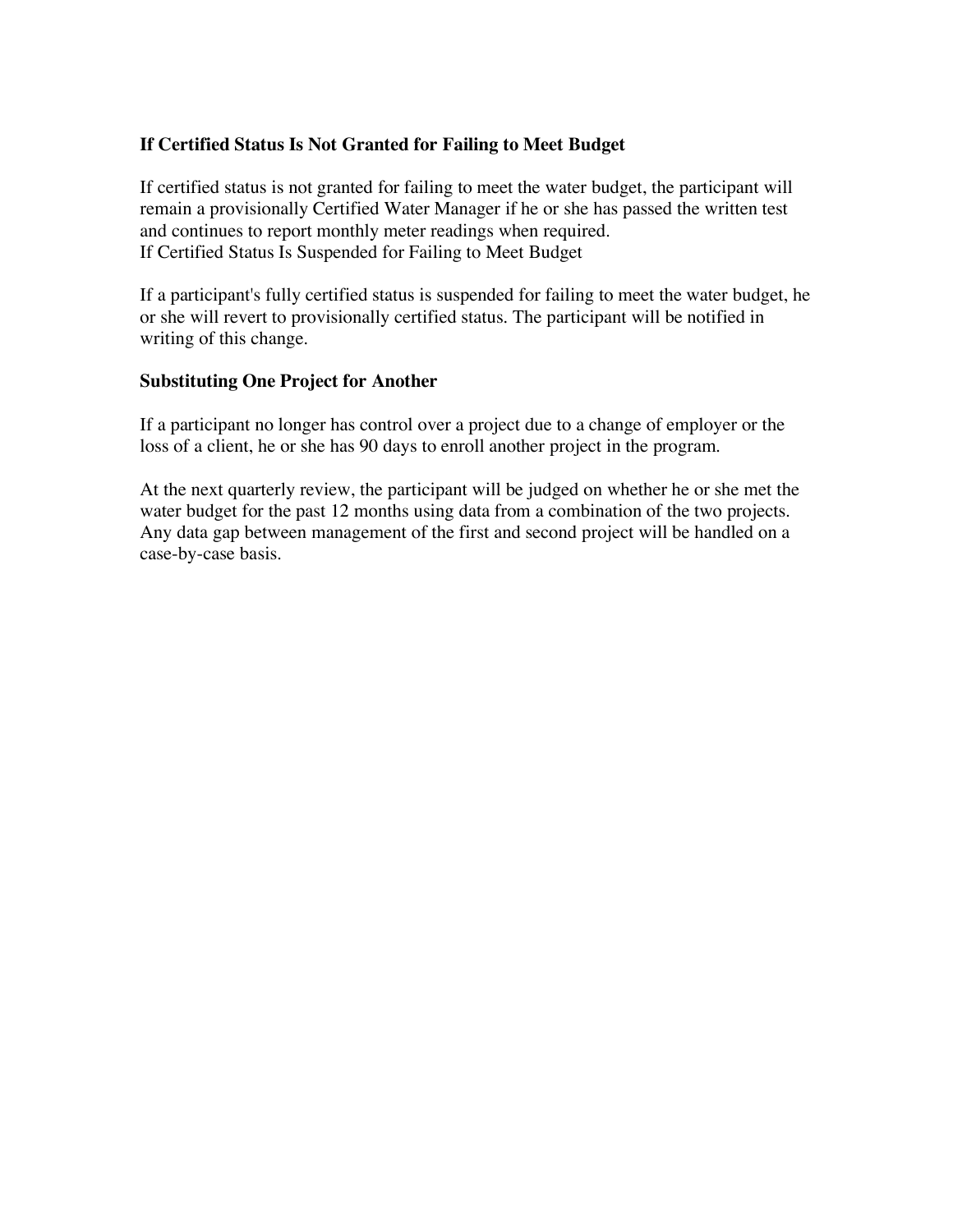### If Certified Status Is Not Granted for Failing to Meet Budget

If certified status is not granted for failing to meet the water budget, the participant will remain a provisionally Certified Water Manager if he or she has passed the written test and continues to report monthly meter readings when required.
If Certified Status Is Suspended for Failing to Meet Budget

If a participant's fully certified status is suspended for failing to meet the water budget, he or she will revert to provisionally certified status. The participant will be notified in writing of this change.

### Substituting One Project for Another

If a participant no longer has control over a project due to a change of employer or the loss of a client, he or she has 90 days to enroll another project in the program.

At the next quarterly review, the participant will be judged on whether he or she met the water budget for the past 12 months using data from a combination of the two projects. Any data gap between management of the first and second project will be handled on a case-by-case basis.